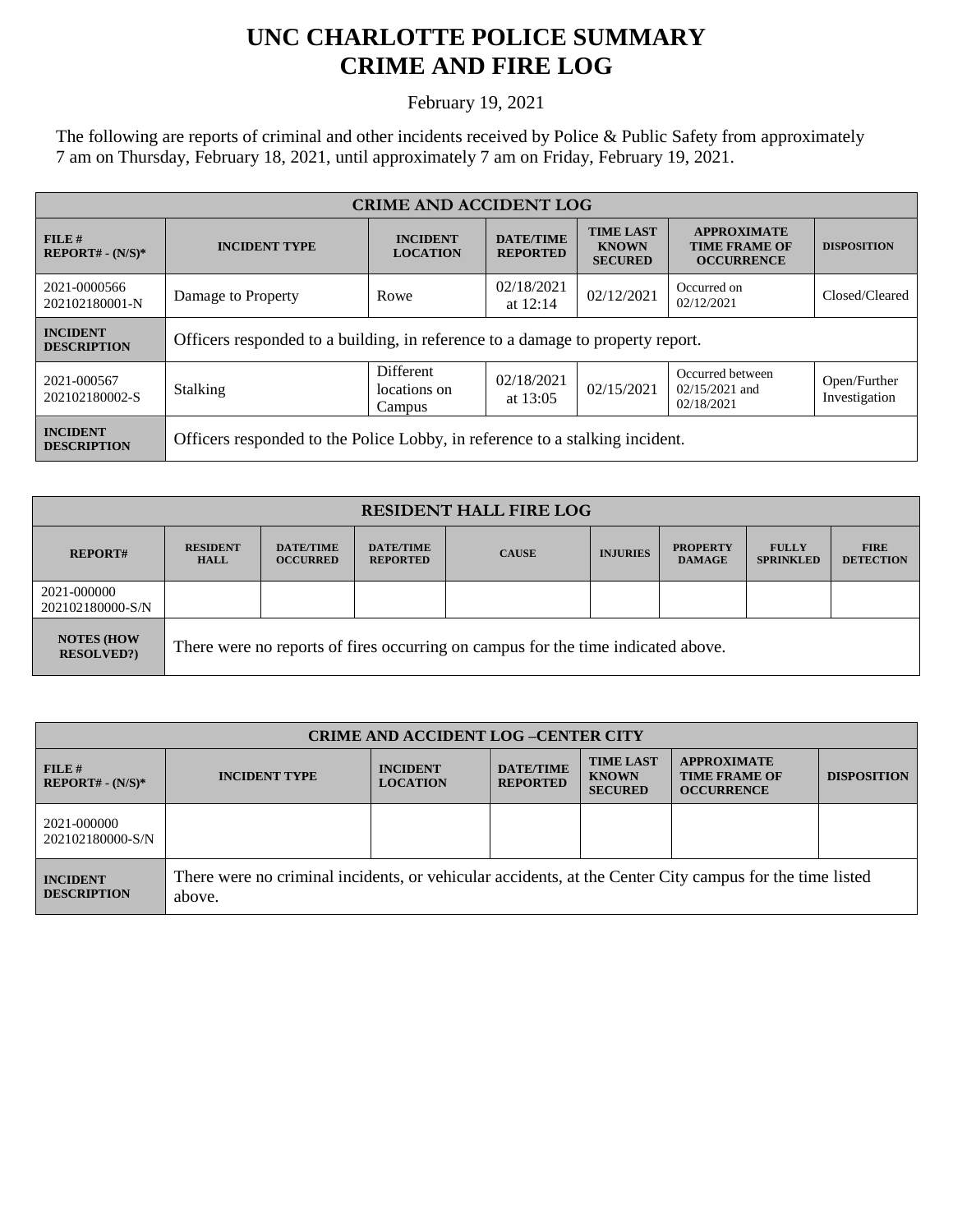# UNC CHARLOTTE POLICE SUMMARY
# CRIME AND FIRE LOG

February 19, 2021

The following are reports of criminal and other incidents received by Police & Public Safety from approximately 7 am on Thursday, February 18, 2021, until approximately 7 am on Friday, February 19, 2021.

| CRIME AND ACCIDENT LOG | | | | | | |
|---|---|---|---|---|---|---|
| **FILE # REPORT# - (N/S)*** | **INCIDENT TYPE** | **INCIDENT LOCATION** | **DATE/TIME REPORTED** | **TIME LAST KNOWN SECURED** | **APPROXIMATE TIME FRAME OF OCCURRENCE** | **DISPOSITION** |
| 2021-0000566 202102180001-N | Damage to Property | Rowe | 02/18/2021 at 12:14 | 02/12/2021 | Occurred on 02/12/2021 | Closed/Cleared |
| **INCIDENT DESCRIPTION** | Officers responded to a building, in reference to a damage to property report. | | | | | |
| 2021-000567 202102180002-S | Stalking | Different locations on Campus | 02/18/2021 at 13:05 | 02/15/2021 | Occurred between 02/15/2021 and 02/18/2021 | Open/Further Investigation |
| **INCIDENT DESCRIPTION** | Officers responded to the Police Lobby, in reference to a stalking incident. | | | | | |

| RESIDENT HALL FIRE LOG | | | | | | | | |
|---|---|---|---|---|---|---|---|---|
| **REPORT#** | **RESIDENT HALL** | **DATE/TIME OCCURRED** | **DATE/TIME REPORTED** | **CAUSE** | **INJURIES** | **PROPERTY DAMAGE** | **FULLY SPRINKLED** | **FIRE DETECTION** |
| 2021-000000 202102180000-S/N | | | | | | | | |
| **NOTES (HOW RESOLVED?)** | There were no reports of fires occurring on campus for the time indicated above. | | | | | | | |

| CRIME AND ACCIDENT LOG –CENTER CITY | | | | | | |
|---|---|---|---|---|---|---|
| **FILE # REPORT# - (N/S)*** | **INCIDENT TYPE** | **INCIDENT LOCATION** | **DATE/TIME REPORTED** | **TIME LAST KNOWN SECURED** | **APPROXIMATE TIME FRAME OF OCCURRENCE** | **DISPOSITION** |
| 2021-000000 202102180000-S/N | | | | | | |
| **INCIDENT DESCRIPTION** | There were no criminal incidents, or vehicular accidents, at the Center City campus for the time listed above. | | | | | |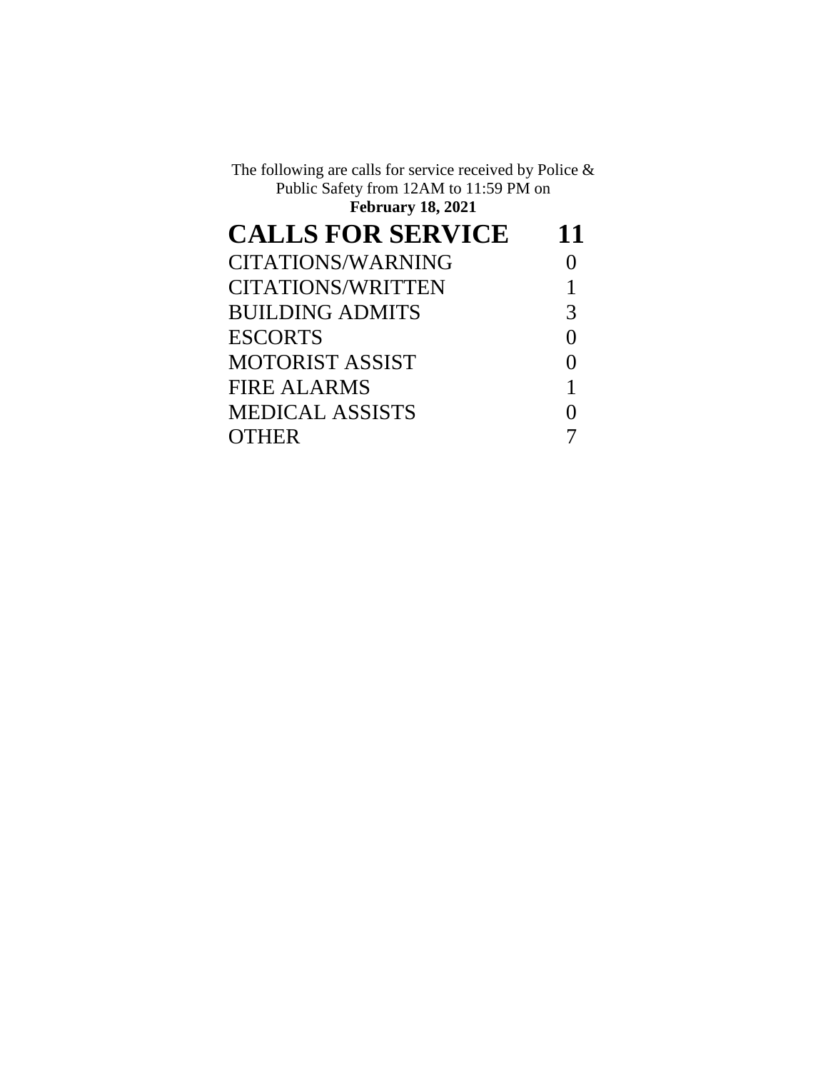The following are calls for service received by Police & Public Safety from 12AM to 11:59 PM on

**February 18, 2021**

| | |
|---|---|
| **CALLS FOR SERVICE** | **11** |
| CITATIONS/WARNING | 0 |
| CITATIONS/WRITTEN | 1 |
| BUILDING ADMITS | 3 |
| ESCORTS | 0 |
| MOTORIST ASSIST | 0 |
| FIRE ALARMS | 1 |
| MEDICAL ASSISTS | 0 |
| OTHER | 7 |